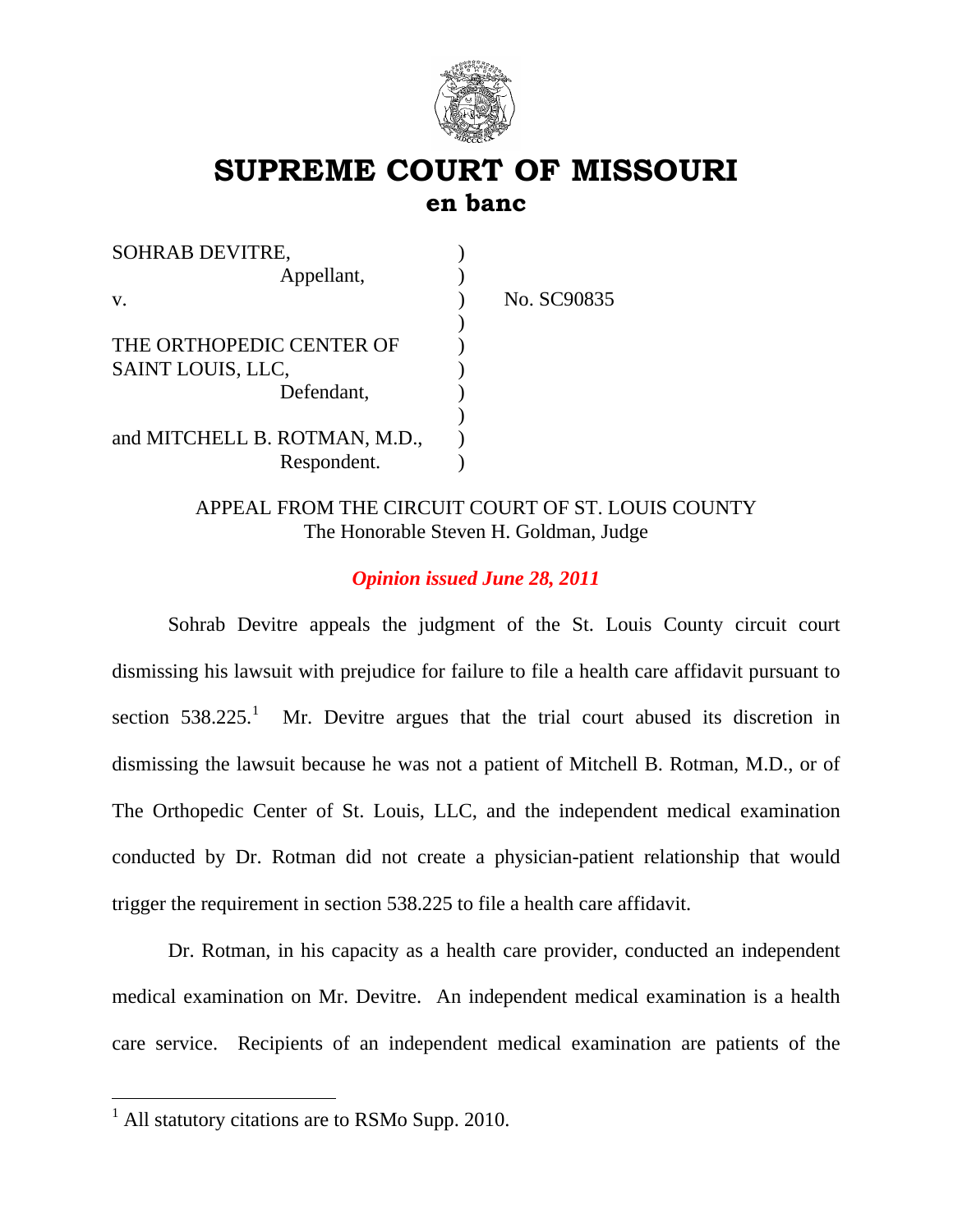# SUPREME COURT OF MISSOURI
## en banc

SOHRAB DEVITRE, )
Appellant, )
v. ) No. SC90835
)
THE ORTHOPEDIC CENTER OF )
SAINT LOUIS, LLC, )
Defendant, )
)
and MITCHELL B. ROTMAN, M.D., )
Respondent. )

APPEAL FROM THE CIRCUIT COURT OF ST. LOUIS COUNTY
The Honorable Steven H. Goldman, Judge

*Opinion issued June 28, 2011*

Sohrab Devitre appeals the judgment of the St. Louis County circuit court dismissing his lawsuit with prejudice for failure to file a health care affidavit pursuant to section 538.225.[1] Mr. Devitre argues that the trial court abused its discretion in dismissing the lawsuit because he was not a patient of Mitchell B. Rotman, M.D., or of The Orthopedic Center of St. Louis, LLC, and the independent medical examination conducted by Dr. Rotman did not create a physician-patient relationship that would trigger the requirement in section 538.225 to file a health care affidavit.

Dr. Rotman, in his capacity as a health care provider, conducted an independent medical examination on Mr. Devitre. An independent medical examination is a health care service. Recipients of an independent medical examination are patients of the

[1] All statutory citations are to RSMo Supp. 2010.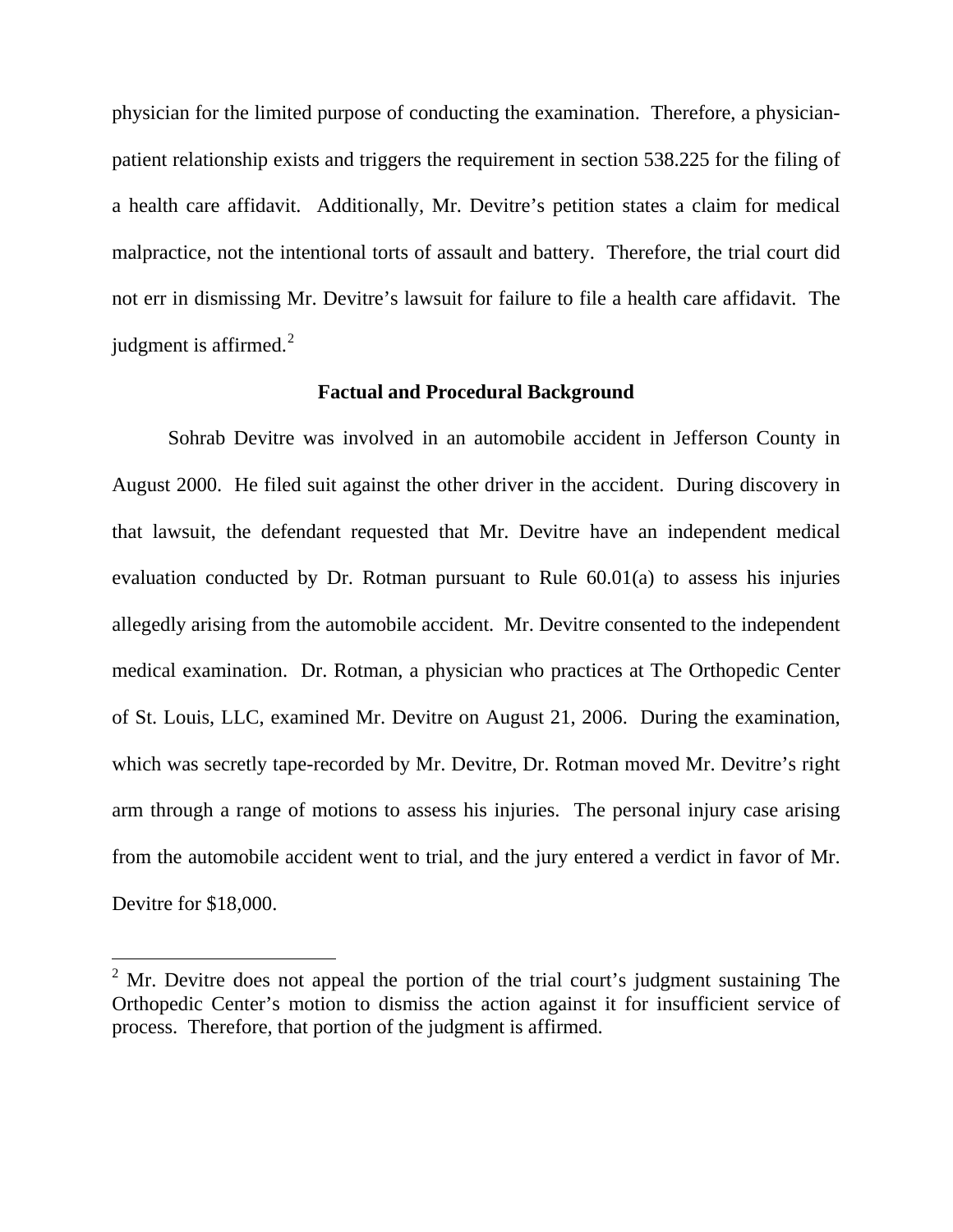physician for the limited purpose of conducting the examination. Therefore, a physician-patient relationship exists and triggers the requirement in section 538.225 for the filing of a health care affidavit. Additionally, Mr. Devitre's petition states a claim for medical malpractice, not the intentional torts of assault and battery. Therefore, the trial court did not err in dismissing Mr. Devitre's lawsuit for failure to file a health care affidavit. The judgment is affirmed.[2]

**Factual and Procedural Background**

Sohrab Devitre was involved in an automobile accident in Jefferson County in August 2000. He filed suit against the other driver in the accident. During discovery in that lawsuit, the defendant requested that Mr. Devitre have an independent medical evaluation conducted by Dr. Rotman pursuant to Rule 60.01(a) to assess his injuries allegedly arising from the automobile accident. Mr. Devitre consented to the independent medical examination. Dr. Rotman, a physician who practices at The Orthopedic Center of St. Louis, LLC, examined Mr. Devitre on August 21, 2006. During the examination, which was secretly tape-recorded by Mr. Devitre, Dr. Rotman moved Mr. Devitre's right arm through a range of motions to assess his injuries. The personal injury case arising from the automobile accident went to trial, and the jury entered a verdict in favor of Mr. Devitre for $18,000.

---

[2] Mr. Devitre does not appeal the portion of the trial court's judgment sustaining The Orthopedic Center's motion to dismiss the action against it for insufficient service of process. Therefore, that portion of the judgment is affirmed.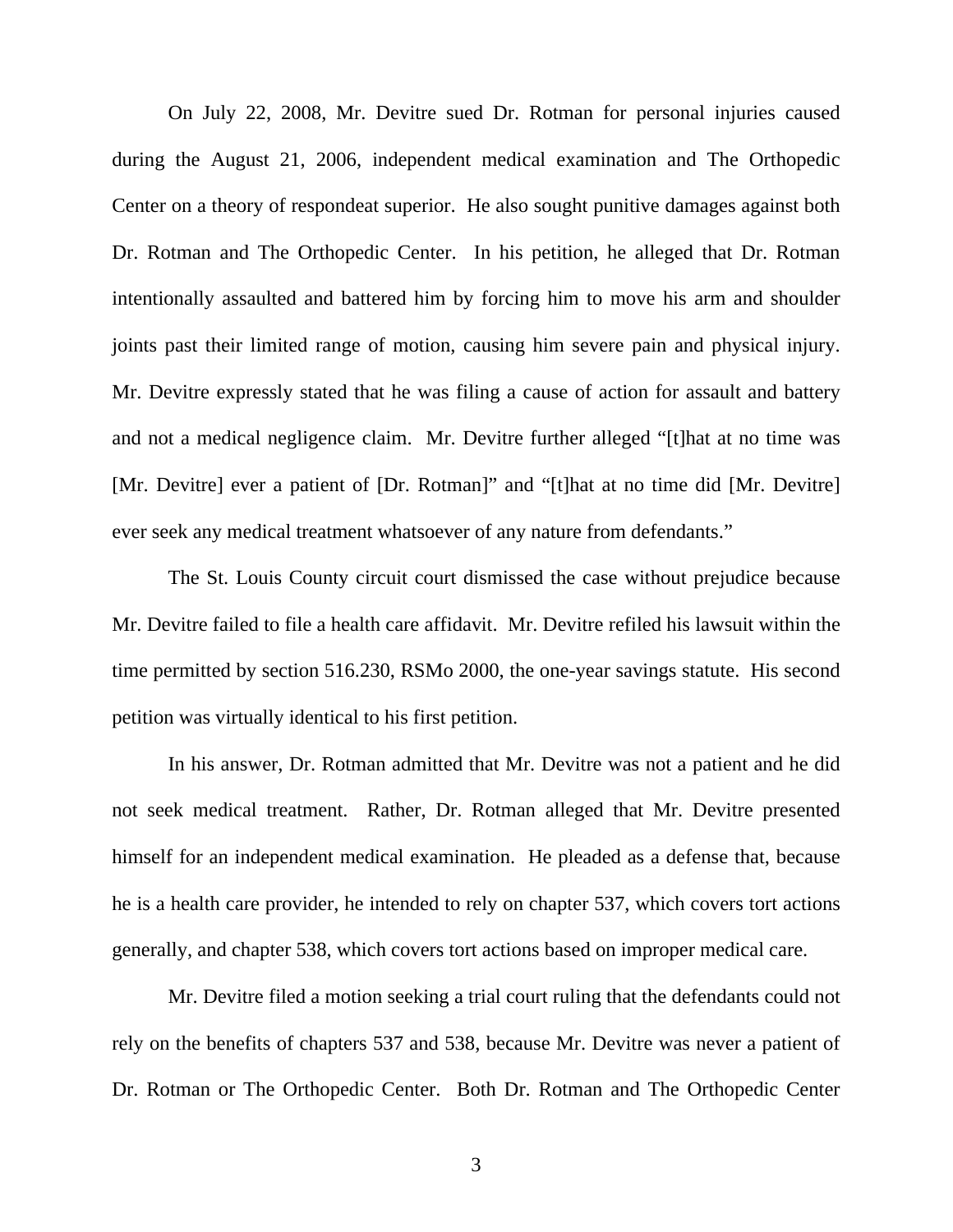On July 22, 2008, Mr. Devitre sued Dr. Rotman for personal injuries caused during the August 21, 2006, independent medical examination and The Orthopedic Center on a theory of respondeat superior. He also sought punitive damages against both Dr. Rotman and The Orthopedic Center. In his petition, he alleged that Dr. Rotman intentionally assaulted and battered him by forcing him to move his arm and shoulder joints past their limited range of motion, causing him severe pain and physical injury. Mr. Devitre expressly stated that he was filing a cause of action for assault and battery and not a medical negligence claim. Mr. Devitre further alleged "[t]hat at no time was [Mr. Devitre] ever a patient of [Dr. Rotman]" and "[t]hat at no time did [Mr. Devitre] ever seek any medical treatment whatsoever of any nature from defendants."

The St. Louis County circuit court dismissed the case without prejudice because Mr. Devitre failed to file a health care affidavit. Mr. Devitre refiled his lawsuit within the time permitted by section 516.230, RSMo 2000, the one-year savings statute. His second petition was virtually identical to his first petition.

In his answer, Dr. Rotman admitted that Mr. Devitre was not a patient and he did not seek medical treatment. Rather, Dr. Rotman alleged that Mr. Devitre presented himself for an independent medical examination. He pleaded as a defense that, because he is a health care provider, he intended to rely on chapter 537, which covers tort actions generally, and chapter 538, which covers tort actions based on improper medical care.

Mr. Devitre filed a motion seeking a trial court ruling that the defendants could not rely on the benefits of chapters 537 and 538, because Mr. Devitre was never a patient of Dr. Rotman or The Orthopedic Center. Both Dr. Rotman and The Orthopedic Center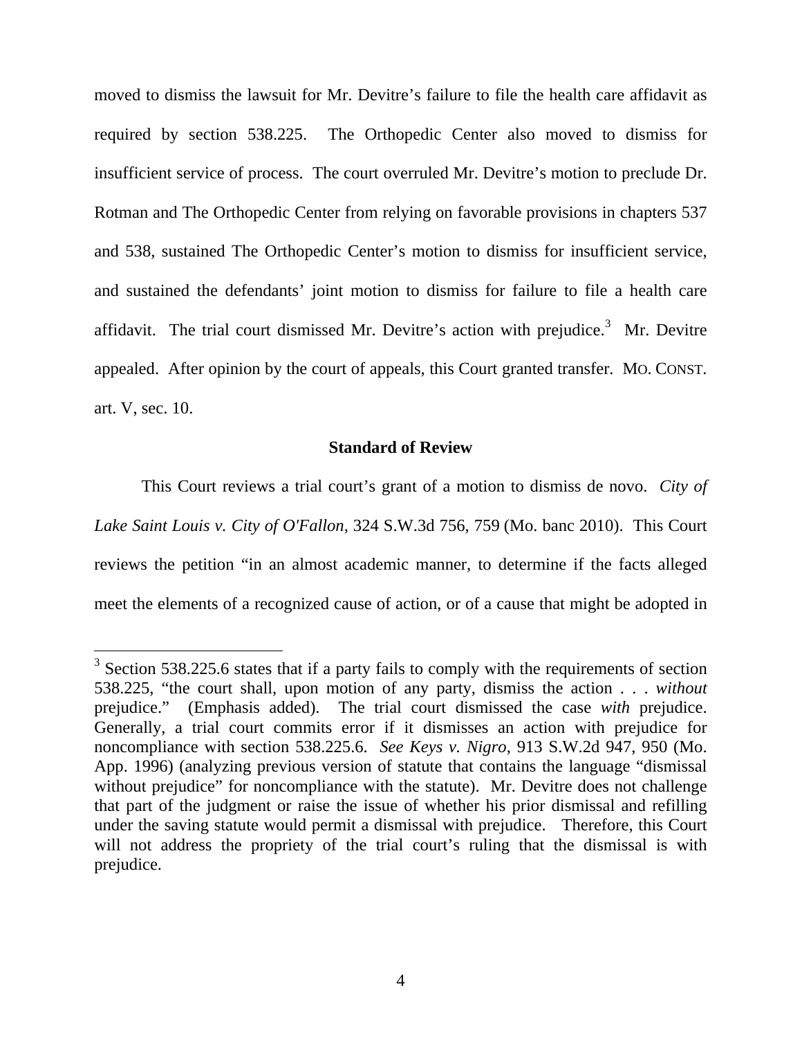moved to dismiss the lawsuit for Mr. Devitre's failure to file the health care affidavit as required by section 538.225. The Orthopedic Center also moved to dismiss for insufficient service of process. The court overruled Mr. Devitre's motion to preclude Dr. Rotman and The Orthopedic Center from relying on favorable provisions in chapters 537 and 538, sustained The Orthopedic Center's motion to dismiss for insufficient service, and sustained the defendants' joint motion to dismiss for failure to file a health care affidavit. The trial court dismissed Mr. Devitre's action with prejudice.[3] Mr. Devitre appealed. After opinion by the court of appeals, this Court granted transfer. MO. CONST. art. V, sec. 10.

### Standard of Review

This Court reviews a trial court's grant of a motion to dismiss de novo. *City of Lake Saint Louis v. City of O'Fallon*, 324 S.W.3d 756, 759 (Mo. banc 2010). This Court reviews the petition "in an almost academic manner, to determine if the facts alleged meet the elements of a recognized cause of action, or of a cause that might be adopted in

---

[3] Section 538.225.6 states that if a party fails to comply with the requirements of section 538.225, "the court shall, upon motion of any party, dismiss the action . . . *without* prejudice." (Emphasis added). The trial court dismissed the case *with* prejudice. Generally, a trial court commits error if it dismisses an action with prejudice for noncompliance with section 538.225.6. *See Keys v. Nigro*, 913 S.W.2d 947, 950 (Mo. App. 1996) (analyzing previous version of statute that contains the language "dismissal without prejudice" for noncompliance with the statute). Mr. Devitre does not challenge that part of the judgment or raise the issue of whether his prior dismissal and refilling under the saving statute would permit a dismissal with prejudice. Therefore, this Court will not address the propriety of the trial court's ruling that the dismissal is with prejudice.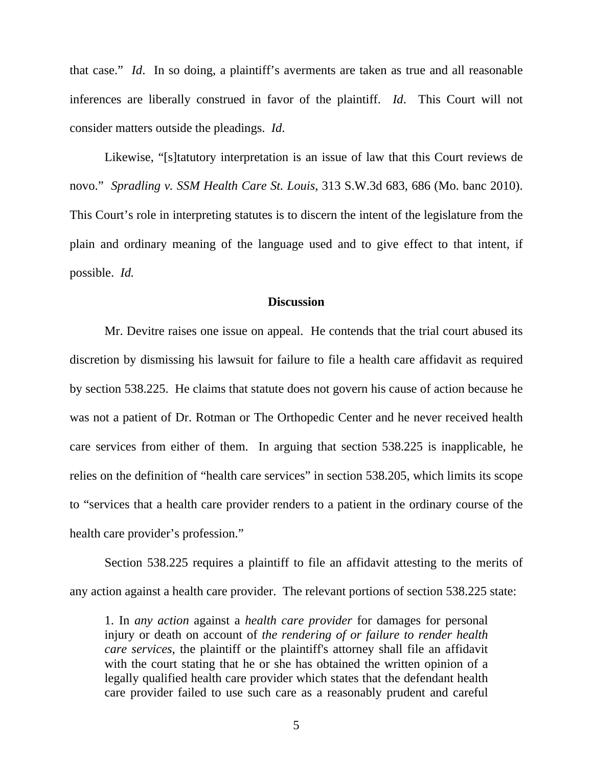that case." *Id*. In so doing, a plaintiff's averments are taken as true and all reasonable inferences are liberally construed in favor of the plaintiff. *Id*. This Court will not consider matters outside the pleadings. *Id*.

Likewise, "[s]tatutory interpretation is an issue of law that this Court reviews de novo." *Spradling v. SSM Health Care St. Louis*, 313 S.W.3d 683, 686 (Mo. banc 2010). This Court's role in interpreting statutes is to discern the intent of the legislature from the plain and ordinary meaning of the language used and to give effect to that intent, if possible. *Id.*

**Discussion**

Mr. Devitre raises one issue on appeal. He contends that the trial court abused its discretion by dismissing his lawsuit for failure to file a health care affidavit as required by section 538.225. He claims that statute does not govern his cause of action because he was not a patient of Dr. Rotman or The Orthopedic Center and he never received health care services from either of them. In arguing that section 538.225 is inapplicable, he relies on the definition of "health care services" in section 538.205, which limits its scope to "services that a health care provider renders to a patient in the ordinary course of the health care provider's profession."

Section 538.225 requires a plaintiff to file an affidavit attesting to the merits of any action against a health care provider. The relevant portions of section 538.225 state:

> 1. In *any action* against a *health care provider* for damages for personal injury or death on account of *the rendering of or failure to render health care services*, the plaintiff or the plaintiff's attorney shall file an affidavit with the court stating that he or she has obtained the written opinion of a legally qualified health care provider which states that the defendant health care provider failed to use such care as a reasonably prudent and careful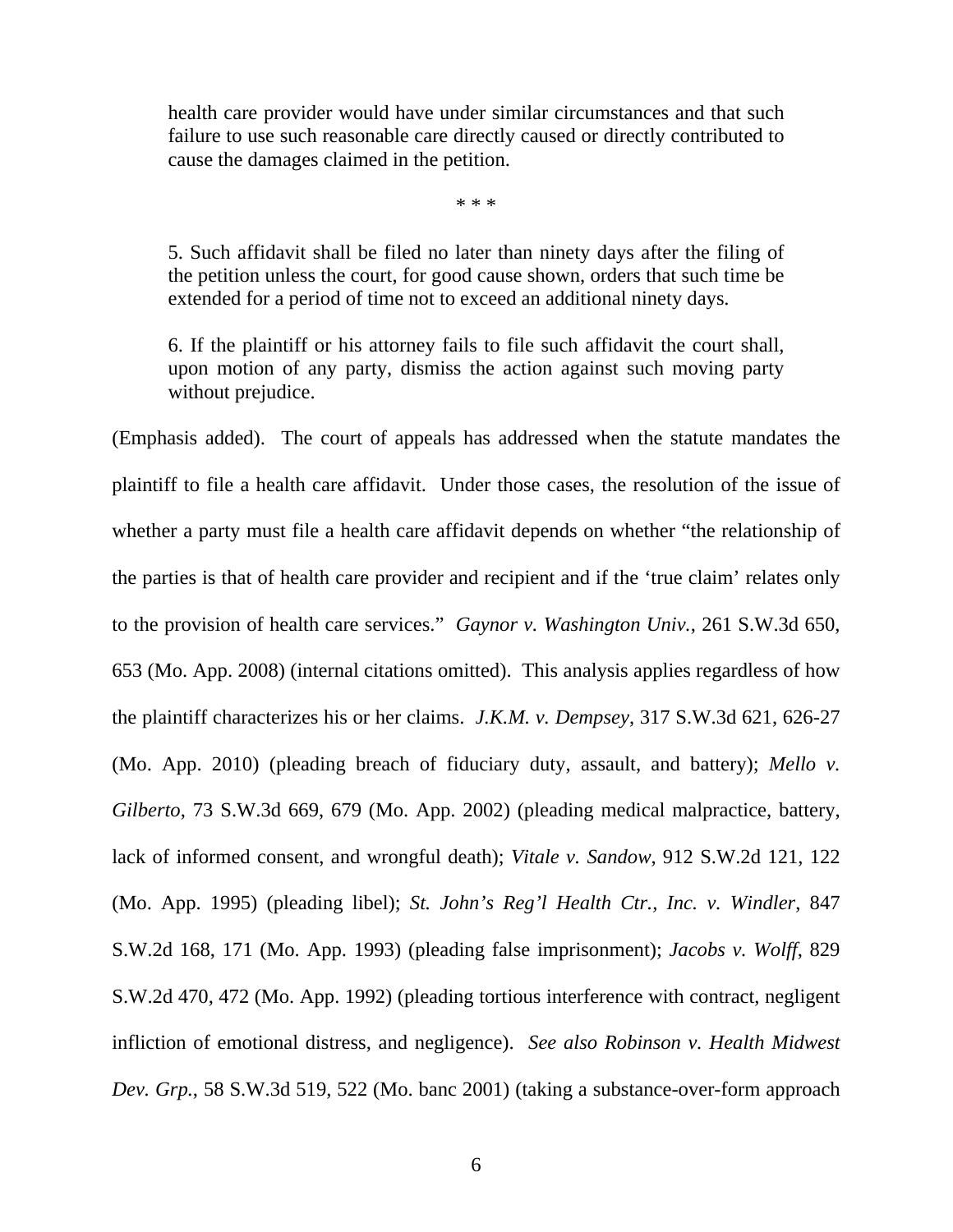> health care provider would have under similar circumstances and that such failure to use such reasonable care directly caused or directly contributed to cause the damages claimed in the petition.
>
> * * *
>
> 5. Such affidavit shall be filed no later than ninety days after the filing of the petition unless the court, for good cause shown, orders that such time be extended for a period of time not to exceed an additional ninety days.
>
> 6. If the plaintiff or his attorney fails to file such affidavit the court shall, upon motion of any party, dismiss the action against such moving party without prejudice.

(Emphasis added). The court of appeals has addressed when the statute mandates the plaintiff to file a health care affidavit. Under those cases, the resolution of the issue of whether a party must file a health care affidavit depends on whether "the relationship of the parties is that of health care provider and recipient and if the 'true claim' relates only to the provision of health care services." *Gaynor v. Washington Univ.*, 261 S.W.3d 650, 653 (Mo. App. 2008) (internal citations omitted). This analysis applies regardless of how the plaintiff characterizes his or her claims. *J.K.M. v. Dempsey*, 317 S.W.3d 621, 626-27 (Mo. App. 2010) (pleading breach of fiduciary duty, assault, and battery); *Mello v. Gilberto*, 73 S.W.3d 669, 679 (Mo. App. 2002) (pleading medical malpractice, battery, lack of informed consent, and wrongful death); *Vitale v. Sandow*, 912 S.W.2d 121, 122 (Mo. App. 1995) (pleading libel); *St. John's Reg'l Health Ctr., Inc. v. Windler*, 847 S.W.2d 168, 171 (Mo. App. 1993) (pleading false imprisonment); *Jacobs v. Wolff*, 829 S.W.2d 470, 472 (Mo. App. 1992) (pleading tortious interference with contract, negligent infliction of emotional distress, and negligence). *See also Robinson v. Health Midwest Dev. Grp.*, 58 S.W.3d 519, 522 (Mo. banc 2001) (taking a substance-over-form approach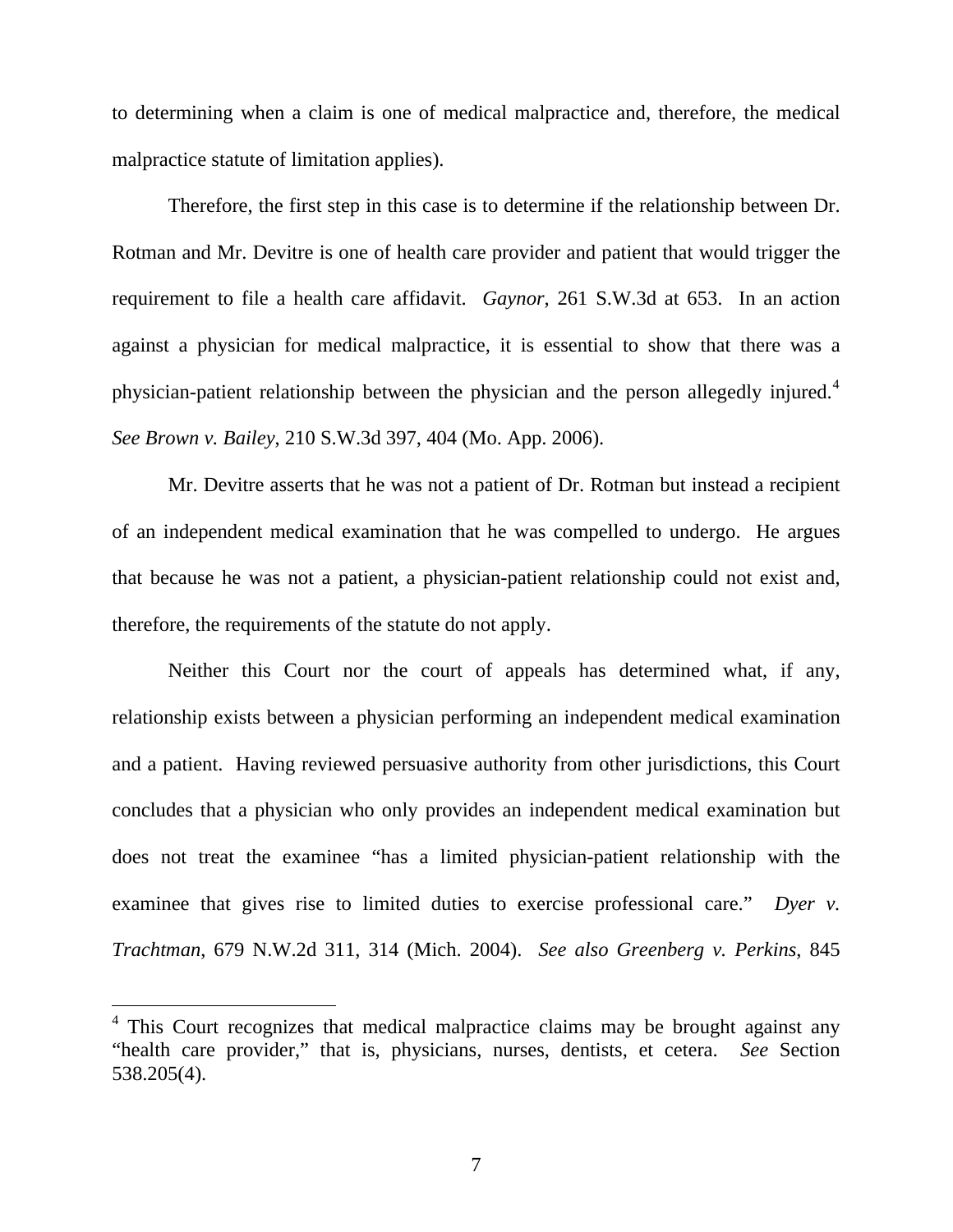to determining when a claim is one of medical malpractice and, therefore, the medical malpractice statute of limitation applies).

Therefore, the first step in this case is to determine if the relationship between Dr. Rotman and Mr. Devitre is one of health care provider and patient that would trigger the requirement to file a health care affidavit. *Gaynor*, 261 S.W.3d at 653. In an action against a physician for medical malpractice, it is essential to show that there was a physician-patient relationship between the physician and the person allegedly injured.[4] *See Brown v. Bailey*, 210 S.W.3d 397, 404 (Mo. App. 2006).

Mr. Devitre asserts that he was not a patient of Dr. Rotman but instead a recipient of an independent medical examination that he was compelled to undergo. He argues that because he was not a patient, a physician-patient relationship could not exist and, therefore, the requirements of the statute do not apply.

Neither this Court nor the court of appeals has determined what, if any, relationship exists between a physician performing an independent medical examination and a patient. Having reviewed persuasive authority from other jurisdictions, this Court concludes that a physician who only provides an independent medical examination but does not treat the examinee "has a limited physician-patient relationship with the examinee that gives rise to limited duties to exercise professional care." *Dyer v. Trachtman*, 679 N.W.2d 311, 314 (Mich. 2004). *See also Greenberg v. Perkins*, 845

---

[4] This Court recognizes that medical malpractice claims may be brought against any "health care provider," that is, physicians, nurses, dentists, et cetera. *See* Section 538.205(4).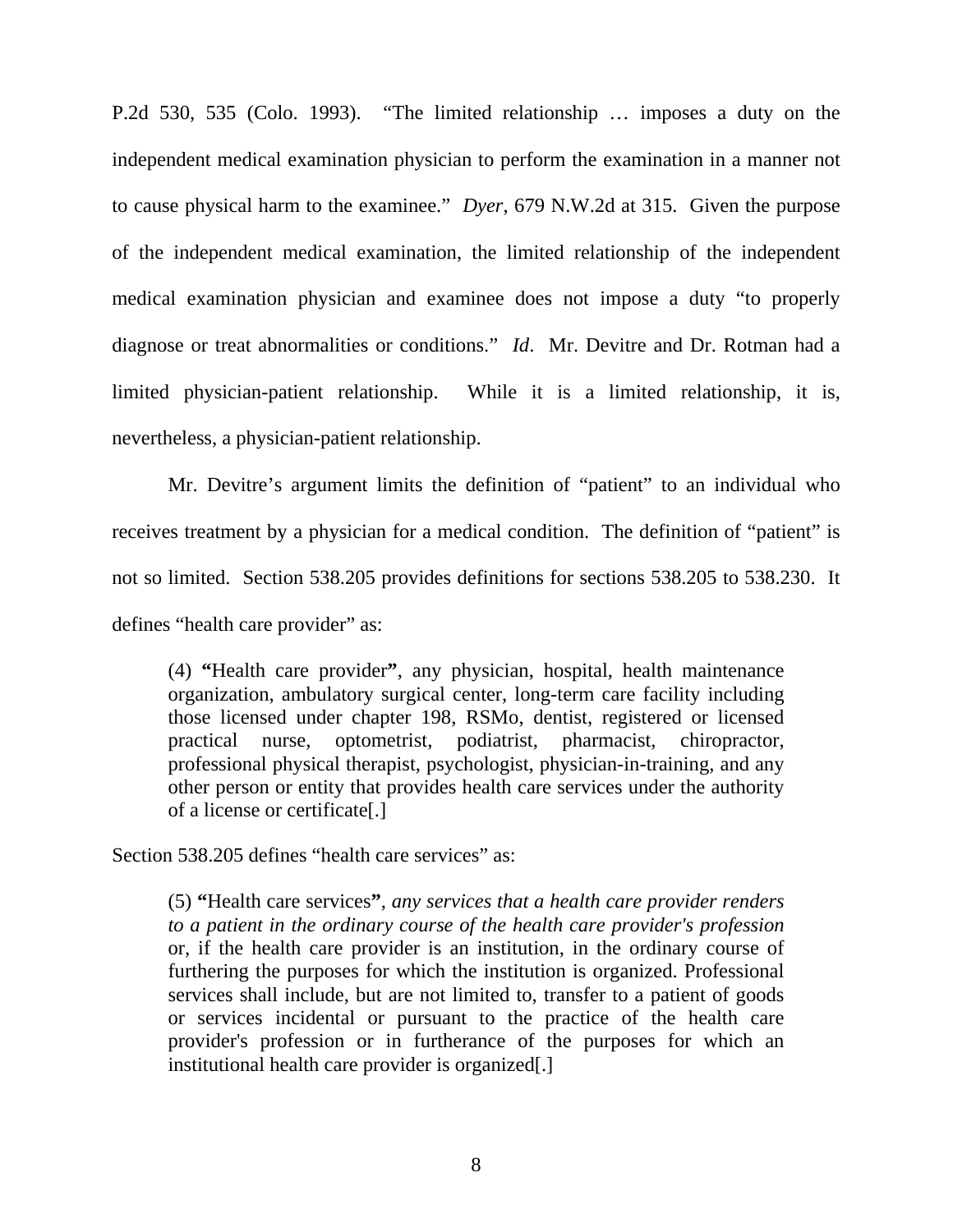P.2d 530, 535 (Colo. 1993). "The limited relationship … imposes a duty on the independent medical examination physician to perform the examination in a manner not to cause physical harm to the examinee." *Dyer*, 679 N.W.2d at 315. Given the purpose of the independent medical examination, the limited relationship of the independent medical examination physician and examinee does not impose a duty "to properly diagnose or treat abnormalities or conditions." *Id*. Mr. Devitre and Dr. Rotman had a limited physician-patient relationship. While it is a limited relationship, it is, nevertheless, a physician-patient relationship.

Mr. Devitre's argument limits the definition of "patient" to an individual who receives treatment by a physician for a medical condition. The definition of "patient" is not so limited. Section 538.205 provides definitions for sections 538.205 to 538.230. It defines "health care provider" as:

> (4) **"**Health care provider**"**, any physician, hospital, health maintenance organization, ambulatory surgical center, long-term care facility including those licensed under chapter 198, RSMo, dentist, registered or licensed practical nurse, optometrist, podiatrist, pharmacist, chiropractor, professional physical therapist, psychologist, physician-in-training, and any other person or entity that provides health care services under the authority of a license or certificate[.]

Section 538.205 defines "health care services" as:

> (5) **"**Health care services**"**, *any services that a health care provider renders to a patient in the ordinary course of the health care provider's profession* or, if the health care provider is an institution, in the ordinary course of furthering the purposes for which the institution is organized. Professional services shall include, but are not limited to, transfer to a patient of goods or services incidental or pursuant to the practice of the health care provider's profession or in furtherance of the purposes for which an institutional health care provider is organized[.]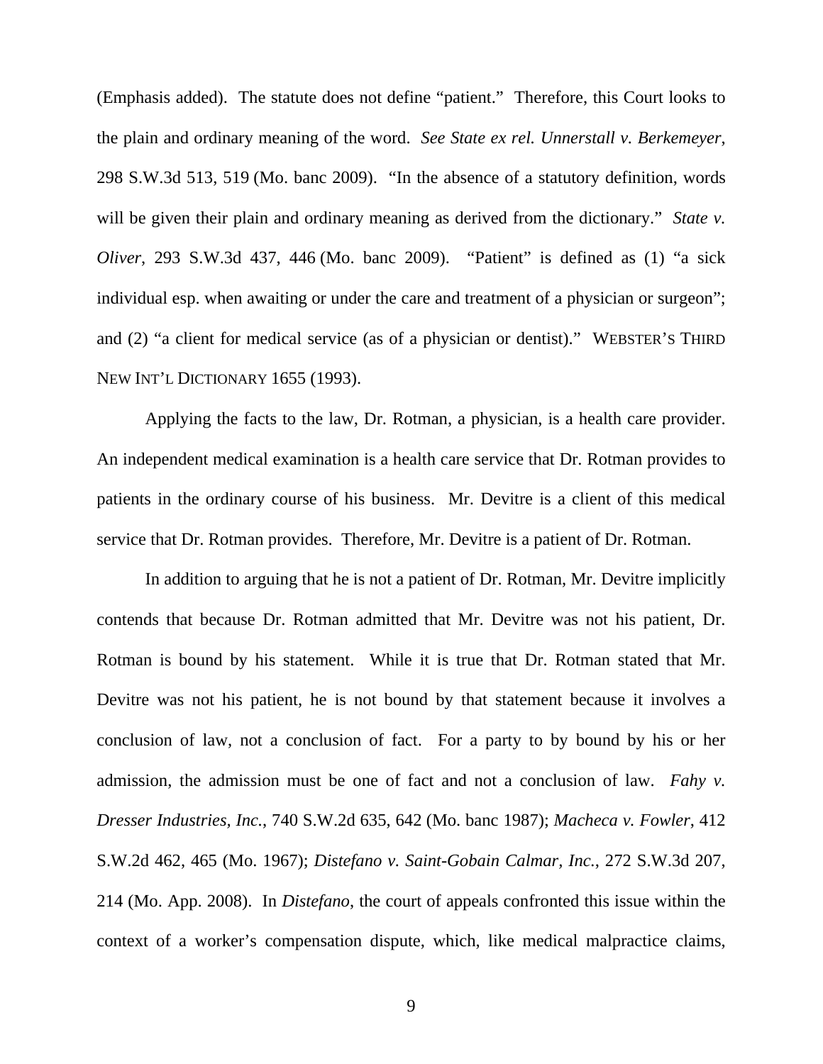(Emphasis added). The statute does not define "patient." Therefore, this Court looks to the plain and ordinary meaning of the word. *See State ex rel. Unnerstall v. Berkemeyer*, 298 S.W.3d 513, 519 (Mo. banc 2009). "In the absence of a statutory definition, words will be given their plain and ordinary meaning as derived from the dictionary." *State v. Oliver*, 293 S.W.3d 437, 446 (Mo. banc 2009). "Patient" is defined as (1) "a sick individual esp. when awaiting or under the care and treatment of a physician or surgeon"; and (2) "a client for medical service (as of a physician or dentist)." WEBSTER'S THIRD NEW INT'L DICTIONARY 1655 (1993).

Applying the facts to the law, Dr. Rotman, a physician, is a health care provider. An independent medical examination is a health care service that Dr. Rotman provides to patients in the ordinary course of his business. Mr. Devitre is a client of this medical service that Dr. Rotman provides. Therefore, Mr. Devitre is a patient of Dr. Rotman.

In addition to arguing that he is not a patient of Dr. Rotman, Mr. Devitre implicitly contends that because Dr. Rotman admitted that Mr. Devitre was not his patient, Dr. Rotman is bound by his statement. While it is true that Dr. Rotman stated that Mr. Devitre was not his patient, he is not bound by that statement because it involves a conclusion of law, not a conclusion of fact. For a party to by bound by his or her admission, the admission must be one of fact and not a conclusion of law. *Fahy v. Dresser Industries, Inc.*, 740 S.W.2d 635, 642 (Mo. banc 1987); *Macheca v. Fowler*, 412 S.W.2d 462, 465 (Mo. 1967); *Distefano v. Saint-Gobain Calmar, Inc.*, 272 S.W.3d 207, 214 (Mo. App. 2008). In *Distefano*, the court of appeals confronted this issue within the context of a worker's compensation dispute, which, like medical malpractice claims,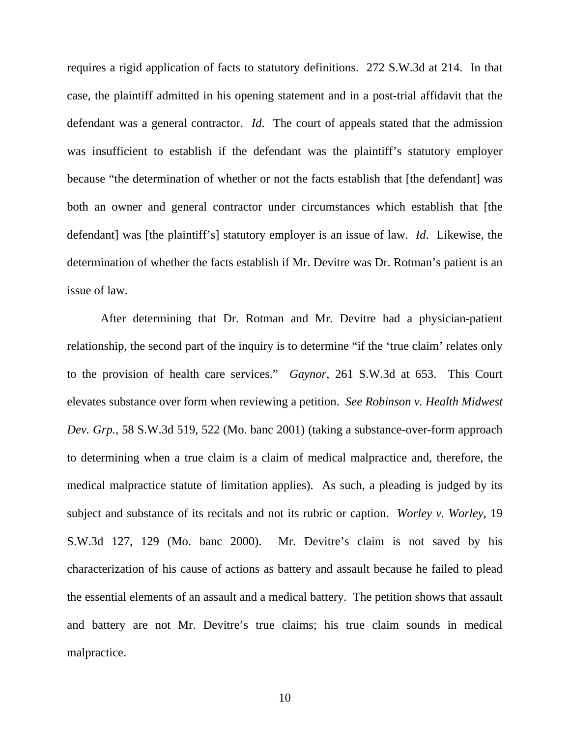requires a rigid application of facts to statutory definitions. 272 S.W.3d at 214. In that case, the plaintiff admitted in his opening statement and in a post-trial affidavit that the defendant was a general contractor. *Id*. The court of appeals stated that the admission was insufficient to establish if the defendant was the plaintiff's statutory employer because "the determination of whether or not the facts establish that [the defendant] was both an owner and general contractor under circumstances which establish that [the defendant] was [the plaintiff's] statutory employer is an issue of law. *Id*. Likewise, the determination of whether the facts establish if Mr. Devitre was Dr. Rotman's patient is an issue of law.

After determining that Dr. Rotman and Mr. Devitre had a physician-patient relationship, the second part of the inquiry is to determine "if the 'true claim' relates only to the provision of health care services." *Gaynor*, 261 S.W.3d at 653. This Court elevates substance over form when reviewing a petition. *See Robinson v. Health Midwest Dev. Grp.*, 58 S.W.3d 519, 522 (Mo. banc 2001) (taking a substance-over-form approach to determining when a true claim is a claim of medical malpractice and, therefore, the medical malpractice statute of limitation applies). As such, a pleading is judged by its subject and substance of its recitals and not its rubric or caption. *Worley v. Worley*, 19 S.W.3d 127, 129 (Mo. banc 2000). Mr. Devitre's claim is not saved by his characterization of his cause of actions as battery and assault because he failed to plead the essential elements of an assault and a medical battery. The petition shows that assault and battery are not Mr. Devitre's true claims; his true claim sounds in medical malpractice.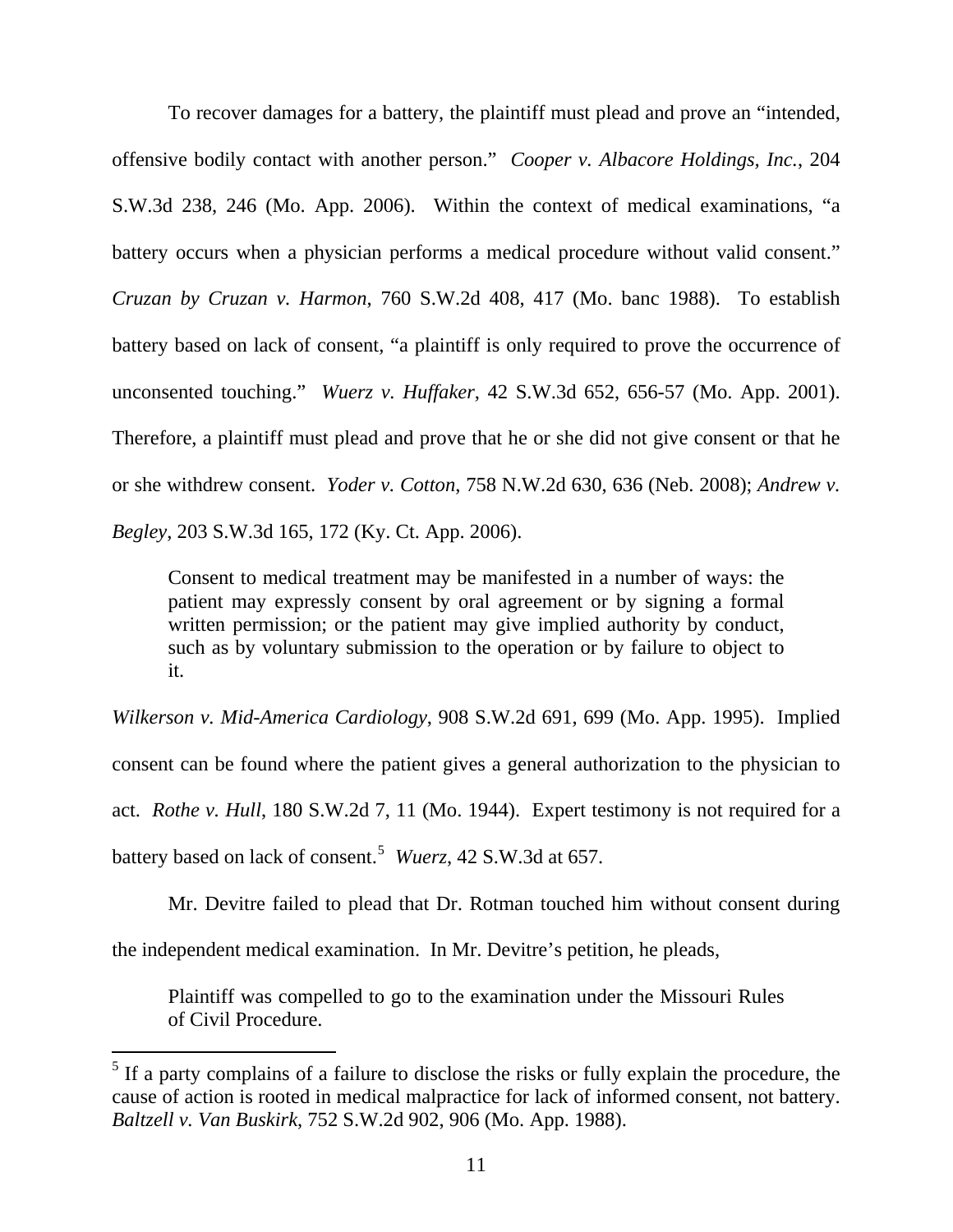To recover damages for a battery, the plaintiff must plead and prove an "intended, offensive bodily contact with another person." *Cooper v. Albacore Holdings, Inc.*, 204 S.W.3d 238, 246 (Mo. App. 2006). Within the context of medical examinations, "a battery occurs when a physician performs a medical procedure without valid consent." *Cruzan by Cruzan v. Harmon*, 760 S.W.2d 408, 417 (Mo. banc 1988). To establish battery based on lack of consent, "a plaintiff is only required to prove the occurrence of unconsented touching." *Wuerz v. Huffaker*, 42 S.W.3d 652, 656-57 (Mo. App. 2001). Therefore, a plaintiff must plead and prove that he or she did not give consent or that he or she withdrew consent. *Yoder v. Cotton*, 758 N.W.2d 630, 636 (Neb. 2008); *Andrew v. Begley*, 203 S.W.3d 165, 172 (Ky. Ct. App. 2006).

> Consent to medical treatment may be manifested in a number of ways: the patient may expressly consent by oral agreement or by signing a formal written permission; or the patient may give implied authority by conduct, such as by voluntary submission to the operation or by failure to object to it.

*Wilkerson v. Mid-America Cardiology*, 908 S.W.2d 691, 699 (Mo. App. 1995). Implied consent can be found where the patient gives a general authorization to the physician to act. *Rothe v. Hull*, 180 S.W.2d 7, 11 (Mo. 1944). Expert testimony is not required for a battery based on lack of consent.[5] *Wuerz*, 42 S.W.3d at 657.

Mr. Devitre failed to plead that Dr. Rotman touched him without consent during the independent medical examination. In Mr. Devitre's petition, he pleads,

> Plaintiff was compelled to go to the examination under the Missouri Rules of Civil Procedure.

---

[5] If a party complains of a failure to disclose the risks or fully explain the procedure, the cause of action is rooted in medical malpractice for lack of informed consent, not battery. *Baltzell v. Van Buskirk*, 752 S.W.2d 902, 906 (Mo. App. 1988).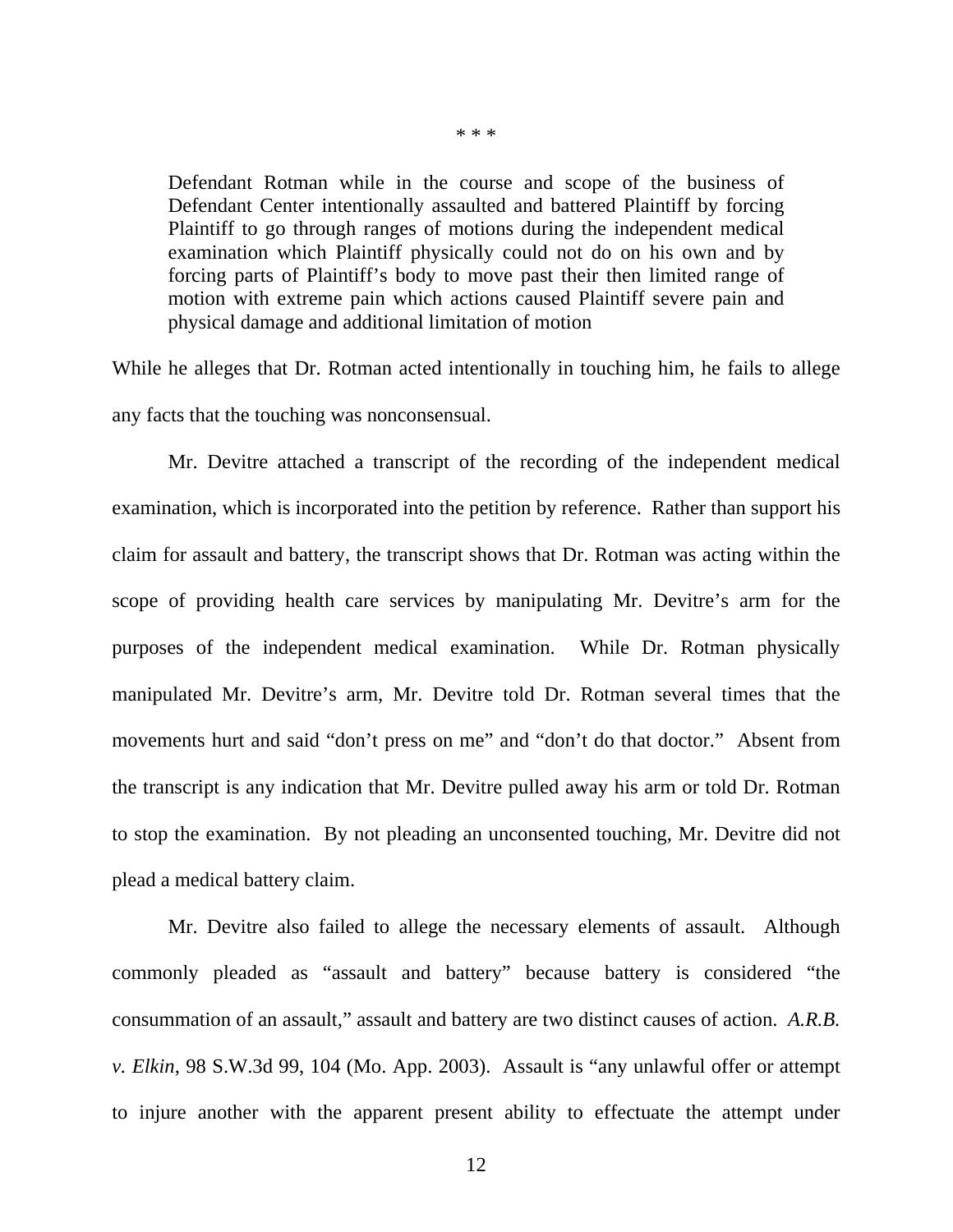\* \* \*

> Defendant Rotman while in the course and scope of the business of Defendant Center intentionally assaulted and battered Plaintiff by forcing Plaintiff to go through ranges of motions during the independent medical examination which Plaintiff physically could not do on his own and by forcing parts of Plaintiff's body to move past their then limited range of motion with extreme pain which actions caused Plaintiff severe pain and physical damage and additional limitation of motion

While he alleges that Dr. Rotman acted intentionally in touching him, he fails to allege any facts that the touching was nonconsensual.

Mr. Devitre attached a transcript of the recording of the independent medical examination, which is incorporated into the petition by reference. Rather than support his claim for assault and battery, the transcript shows that Dr. Rotman was acting within the scope of providing health care services by manipulating Mr. Devitre's arm for the purposes of the independent medical examination. While Dr. Rotman physically manipulated Mr. Devitre's arm, Mr. Devitre told Dr. Rotman several times that the movements hurt and said "don't press on me" and "don't do that doctor." Absent from the transcript is any indication that Mr. Devitre pulled away his arm or told Dr. Rotman to stop the examination. By not pleading an unconsented touching, Mr. Devitre did not plead a medical battery claim.

Mr. Devitre also failed to allege the necessary elements of assault. Although commonly pleaded as "assault and battery" because battery is considered "the consummation of an assault," assault and battery are two distinct causes of action. *A.R.B. v. Elkin*, 98 S.W.3d 99, 104 (Mo. App. 2003). Assault is "any unlawful offer or attempt to injure another with the apparent present ability to effectuate the attempt under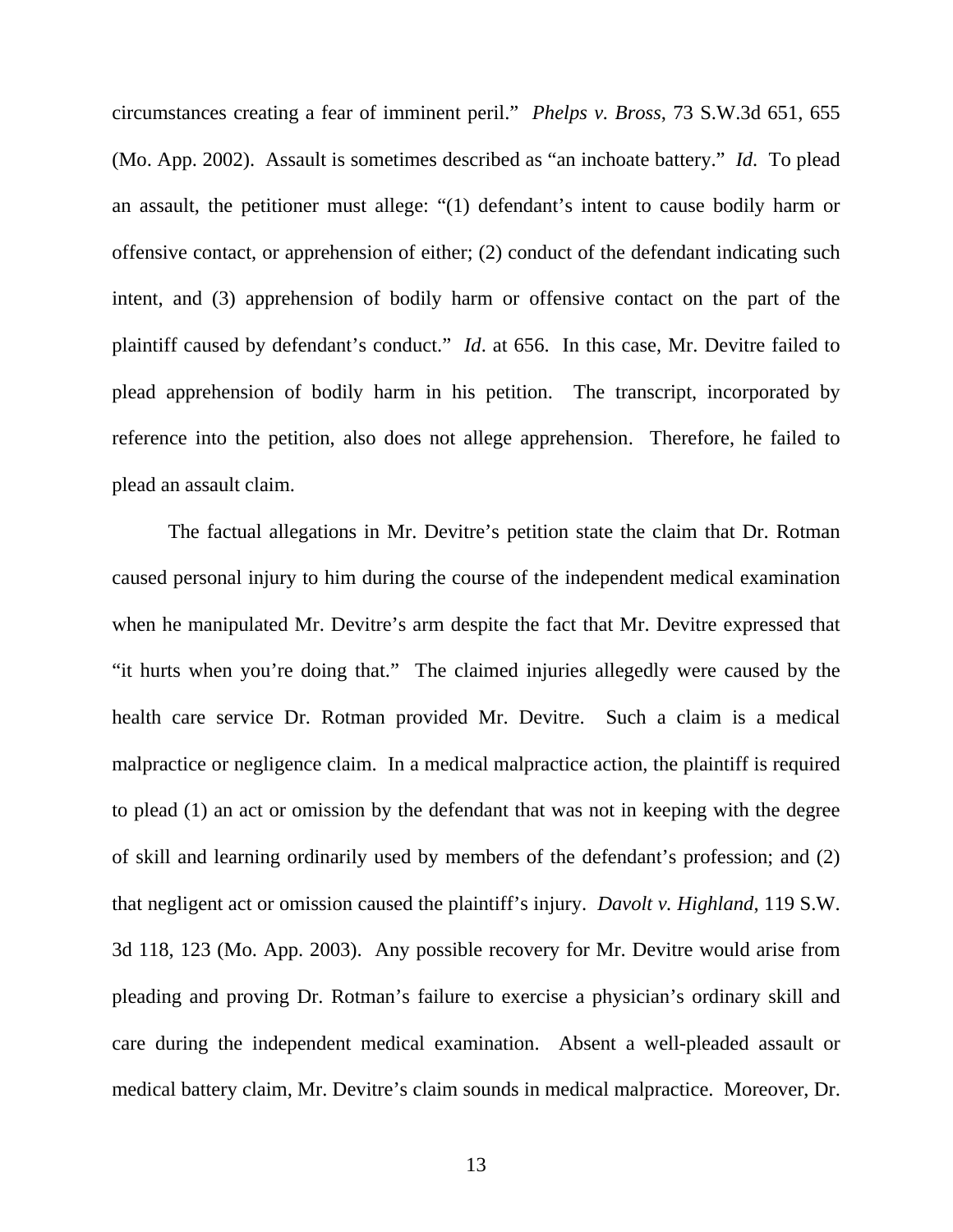circumstances creating a fear of imminent peril." *Phelps v. Bross*, 73 S.W.3d 651, 655 (Mo. App. 2002). Assault is sometimes described as "an inchoate battery." *Id*. To plead an assault, the petitioner must allege: "(1) defendant's intent to cause bodily harm or offensive contact, or apprehension of either; (2) conduct of the defendant indicating such intent, and (3) apprehension of bodily harm or offensive contact on the part of the plaintiff caused by defendant's conduct." *Id*. at 656. In this case, Mr. Devitre failed to plead apprehension of bodily harm in his petition. The transcript, incorporated by reference into the petition, also does not allege apprehension. Therefore, he failed to plead an assault claim.

The factual allegations in Mr. Devitre's petition state the claim that Dr. Rotman caused personal injury to him during the course of the independent medical examination when he manipulated Mr. Devitre's arm despite the fact that Mr. Devitre expressed that "it hurts when you're doing that." The claimed injuries allegedly were caused by the health care service Dr. Rotman provided Mr. Devitre. Such a claim is a medical malpractice or negligence claim. In a medical malpractice action, the plaintiff is required to plead (1) an act or omission by the defendant that was not in keeping with the degree of skill and learning ordinarily used by members of the defendant's profession; and (2) that negligent act or omission caused the plaintiff's injury. *Davolt v. Highland*, 119 S.W. 3d 118, 123 (Mo. App. 2003). Any possible recovery for Mr. Devitre would arise from pleading and proving Dr. Rotman's failure to exercise a physician's ordinary skill and care during the independent medical examination. Absent a well-pleaded assault or medical battery claim, Mr. Devitre's claim sounds in medical malpractice. Moreover, Dr.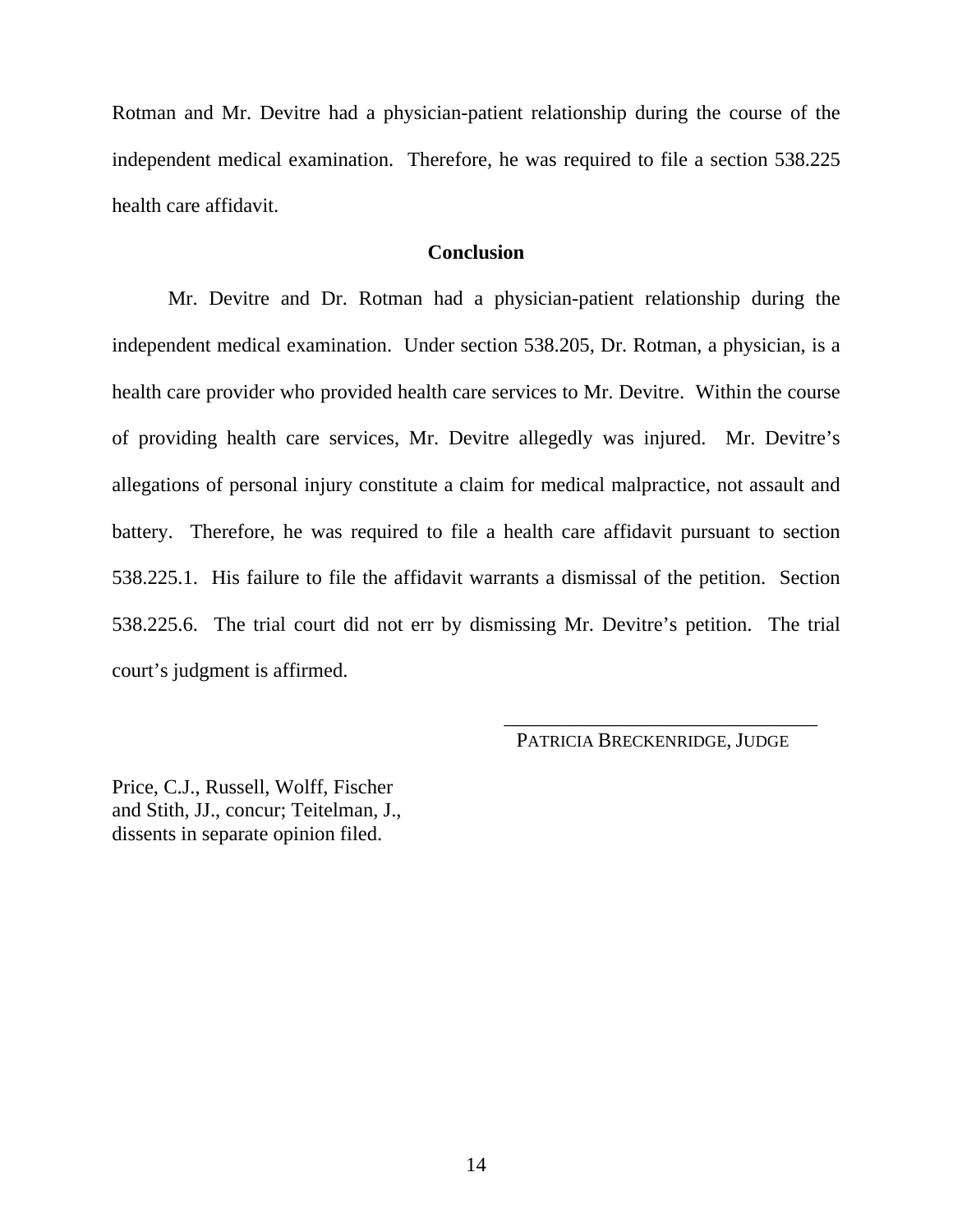Rotman and Mr. Devitre had a physician-patient relationship during the course of the independent medical examination. Therefore, he was required to file a section 538.225 health care affidavit.

## Conclusion

Mr. Devitre and Dr. Rotman had a physician-patient relationship during the independent medical examination. Under section 538.205, Dr. Rotman, a physician, is a health care provider who provided health care services to Mr. Devitre. Within the course of providing health care services, Mr. Devitre allegedly was injured. Mr. Devitre's allegations of personal injury constitute a claim for medical malpractice, not assault and battery. Therefore, he was required to file a health care affidavit pursuant to section 538.225.1. His failure to file the affidavit warrants a dismissal of the petition. Section 538.225.6. The trial court did not err by dismissing Mr. Devitre's petition. The trial court's judgment is affirmed.

\_\_\_\_\_\_\_\_\_\_\_\_\_\_\_\_\_\_\_\_\_\_\_\_\_\_\_\_\_\_\_\_

PATRICIA BRECKENRIDGE, JUDGE

Price, C.J., Russell, Wolff, Fischer and Stith, JJ., concur; Teitelman, J., dissents in separate opinion filed.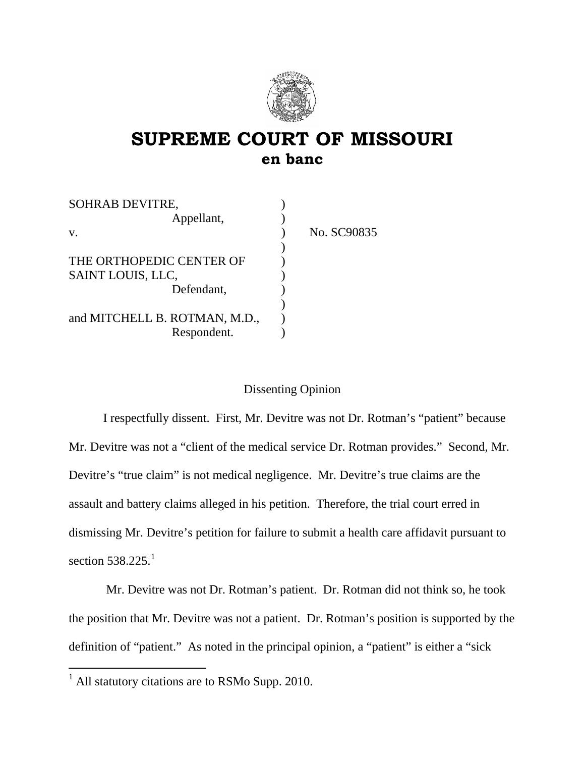# SUPREME COURT OF MISSOURI
## en banc

| | | |
|---|---|---|
| SOHRAB DEVITRE, | ) | |
| Appellant, | ) | |
| v. | ) | No. SC90835 |
| | ) | |
| THE ORTHOPEDIC CENTER OF | ) | |
| SAINT LOUIS, LLC, | ) | |
| Defendant, | ) | |
| | ) | |
| and MITCHELL B. ROTMAN, M.D., | ) | |
| Respondent. | ) | |

Dissenting Opinion

I respectfully dissent. First, Mr. Devitre was not Dr. Rotman's "patient" because Mr. Devitre was not a "client of the medical service Dr. Rotman provides." Second, Mr. Devitre's "true claim" is not medical negligence. Mr. Devitre's true claims are the assault and battery claims alleged in his petition. Therefore, the trial court erred in dismissing Mr. Devitre's petition for failure to submit a health care affidavit pursuant to section 538.225.[1]

Mr. Devitre was not Dr. Rotman's patient. Dr. Rotman did not think so, he took the position that Mr. Devitre was not a patient. Dr. Rotman's position is supported by the definition of "patient." As noted in the principal opinion, a "patient" is either a "sick

[1] All statutory citations are to RSMo Supp. 2010.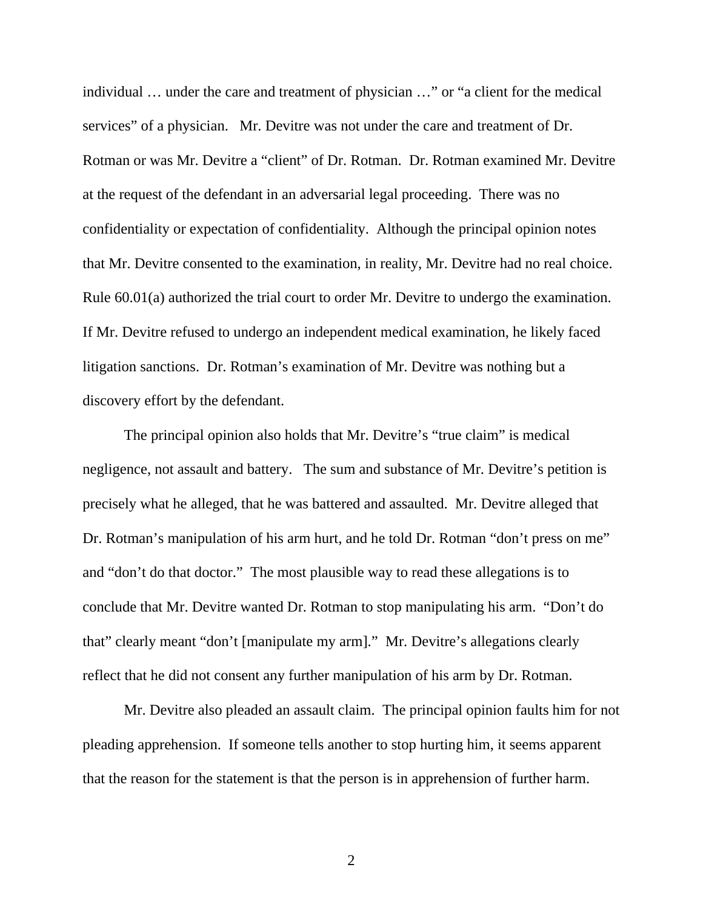individual … under the care and treatment of physician …" or "a client for the medical services" of a physician. Mr. Devitre was not under the care and treatment of Dr. Rotman or was Mr. Devitre a "client" of Dr. Rotman. Dr. Rotman examined Mr. Devitre at the request of the defendant in an adversarial legal proceeding. There was no confidentiality or expectation of confidentiality. Although the principal opinion notes that Mr. Devitre consented to the examination, in reality, Mr. Devitre had no real choice. Rule 60.01(a) authorized the trial court to order Mr. Devitre to undergo the examination. If Mr. Devitre refused to undergo an independent medical examination, he likely faced litigation sanctions. Dr. Rotman's examination of Mr. Devitre was nothing but a discovery effort by the defendant.

The principal opinion also holds that Mr. Devitre's "true claim" is medical negligence, not assault and battery. The sum and substance of Mr. Devitre's petition is precisely what he alleged, that he was battered and assaulted. Mr. Devitre alleged that Dr. Rotman's manipulation of his arm hurt, and he told Dr. Rotman "don't press on me" and "don't do that doctor." The most plausible way to read these allegations is to conclude that Mr. Devitre wanted Dr. Rotman to stop manipulating his arm. "Don't do that" clearly meant "don't [manipulate my arm]." Mr. Devitre's allegations clearly reflect that he did not consent any further manipulation of his arm by Dr. Rotman.

Mr. Devitre also pleaded an assault claim. The principal opinion faults him for not pleading apprehension. If someone tells another to stop hurting him, it seems apparent that the reason for the statement is that the person is in apprehension of further harm.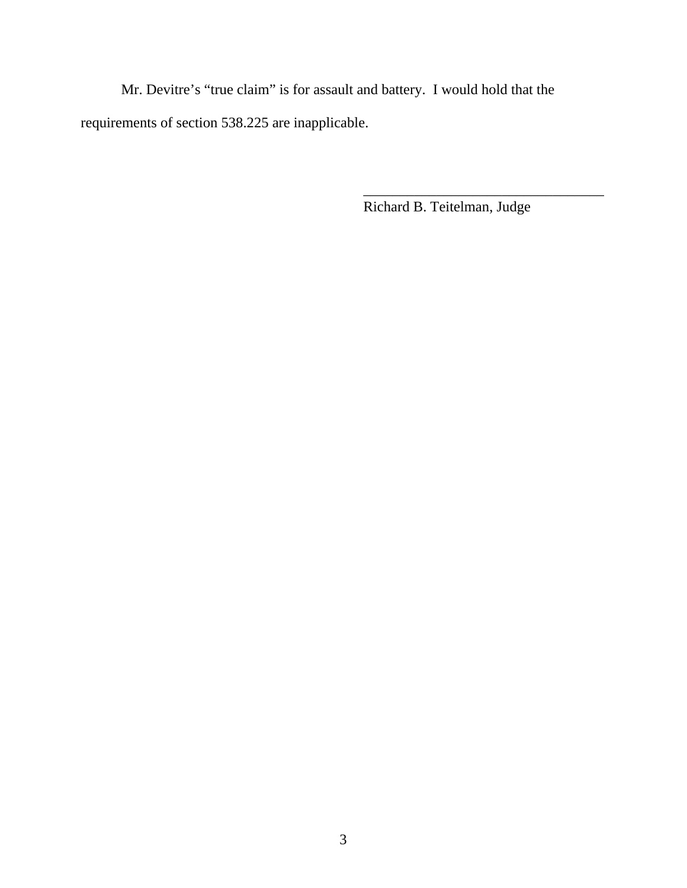Mr. Devitre's "true claim" is for assault and battery. I would hold that the requirements of section 538.225 are inapplicable.

\_\_\_\_\_\_\_\_\_\_\_\_\_\_\_\_\_\_\_\_\_\_\_\_\_\_\_\_\_\_\_\_\_\_

Richard B. Teitelman, Judge